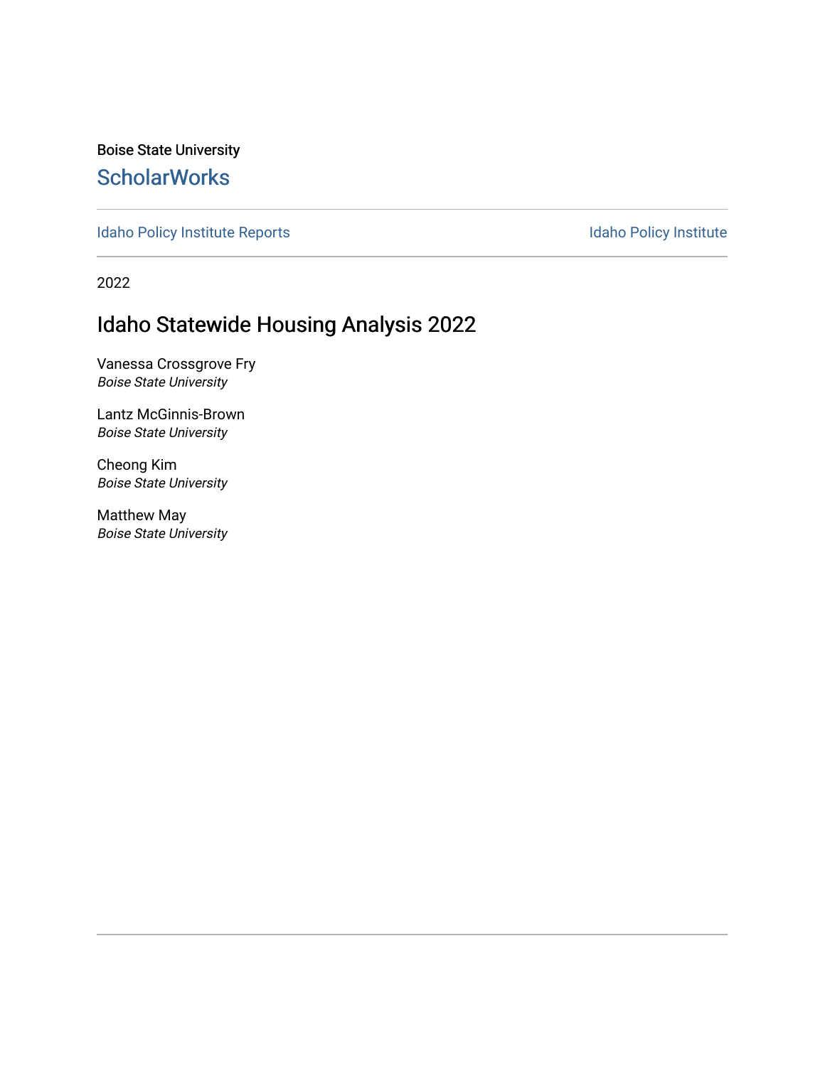Boise State University

ScholarWorks

Idaho Policy Institute Reports | Idaho Policy Institute

2022

# Idaho Statewide Housing Analysis 2022

Vanessa Crossgrove Fry
*Boise State University*

Lantz McGinnis-Brown
*Boise State University*

Cheong Kim
*Boise State University*

Matthew May
*Boise State University*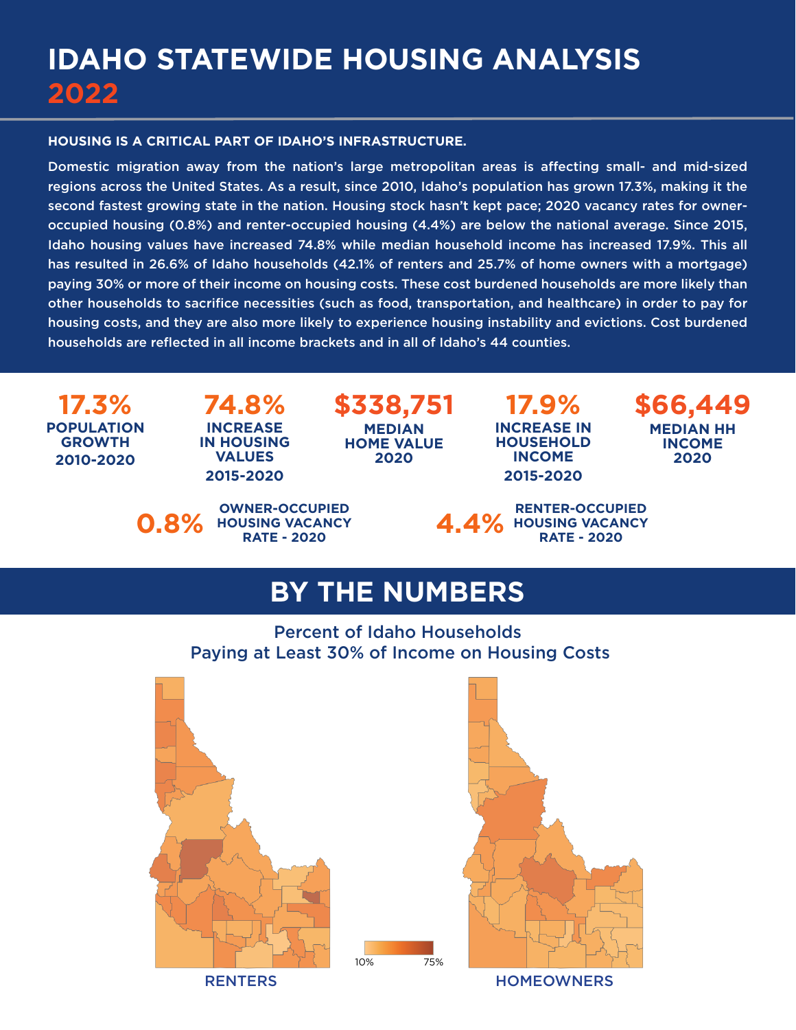# IDAHO STATEWIDE HOUSING ANALYSIS 2022

**HOUSING IS A CRITICAL PART OF IDAHO'S INFRASTRUCTURE.**

Domestic migration away from the nation's large metropolitan areas is affecting small- and mid-sized regions across the United States. As a result, since 2010, Idaho's population has grown 17.3%, making it the second fastest growing state in the nation. Housing stock hasn't kept pace; 2020 vacancy rates for owner-occupied housing (0.8%) and renter-occupied housing (4.4%) are below the national average. Since 2015, Idaho housing values have increased 74.8% while median household income has increased 17.9%. This all has resulted in 26.6% of Idaho households (42.1% of renters and 25.7% of home owners with a mortgage) paying 30% or more of their income on housing costs. These cost burdened households are more likely than other households to sacrifice necessities (such as food, transportation, and healthcare) in order to pay for housing costs, and they are also more likely to experience housing instability and evictions. Cost burdened households are reflected in all income brackets and in all of Idaho's 44 counties.

**17.3%**
POPULATION GROWTH 2010-2020

**74.8%**
INCREASE IN HOUSING VALUES 2015-2020

**$338,751**
MEDIAN HOME VALUE 2020

**17.9%**
INCREASE IN HOUSEHOLD INCOME 2015-2020

**$66,449**
MEDIAN HH INCOME 2020

**0.8%** OWNER-OCCUPIED HOUSING VACANCY RATE - 2020

**4.4%** RENTER-OCCUPIED HOUSING VACANCY RATE - 2020

## BY THE NUMBERS

Percent of Idaho Households Paying at Least 30% of Income on Housing Costs

10% – 75%

RENTERS

HOMEOWNERS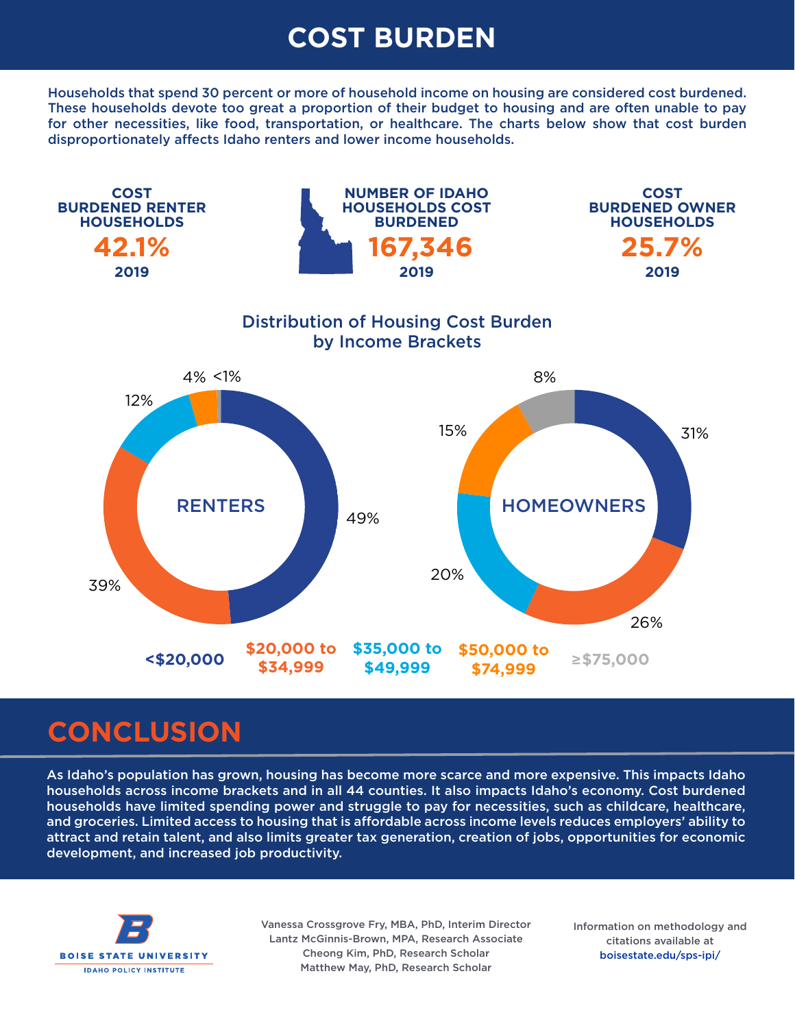# COST BURDEN

Households that spend 30 percent or more of household income on housing are considered cost burdened. These households devote too great a proportion of their budget to housing and are often unable to pay for other necessities, like food, transportation, or healthcare. The charts below show that cost burden disproportionately affects Idaho renters and lower income households.

**COST BURDENED RENTER HOUSEHOLDS**
**42.1%**
**2019**

**NUMBER OF IDAHO HOUSEHOLDS COST BURDENED**
**167,346**
**2019**

**COST BURDENED OWNER HOUSEHOLDS**
**25.7%**
**2019**

### Distribution of Housing Cost Burden by Income Brackets

RENTERS

49%
39%
12%
4%
<1%

HOMEOWNERS

31%
26%
20%
15%
8%

<$20,000
$20,000 to $34,999
$35,000 to $49,999
$50,000 to $74,999
≥$75,000

## CONCLUSION

As Idaho's population has grown, housing has become more scarce and more expensive. This impacts Idaho households across income brackets and in all 44 counties. It also impacts Idaho's economy. Cost burdened households have limited spending power and struggle to pay for necessities, such as childcare, healthcare, and groceries. Limited access to housing that is affordable across income levels reduces employers' ability to attract and retain talent, and also limits greater tax generation, creation of jobs, opportunities for economic development, and increased job productivity.

BOISE STATE UNIVERSITY
IDAHO POLICY INSTITUTE

Vanessa Crossgrove Fry, MBA, PhD, Interim Director
Lantz McGinnis-Brown, MPA, Research Associate
Cheong Kim, PhD, Research Scholar
Matthew May, PhD, Research Scholar

Information on methodology and citations available at
boisestate.edu/sps-ipi/